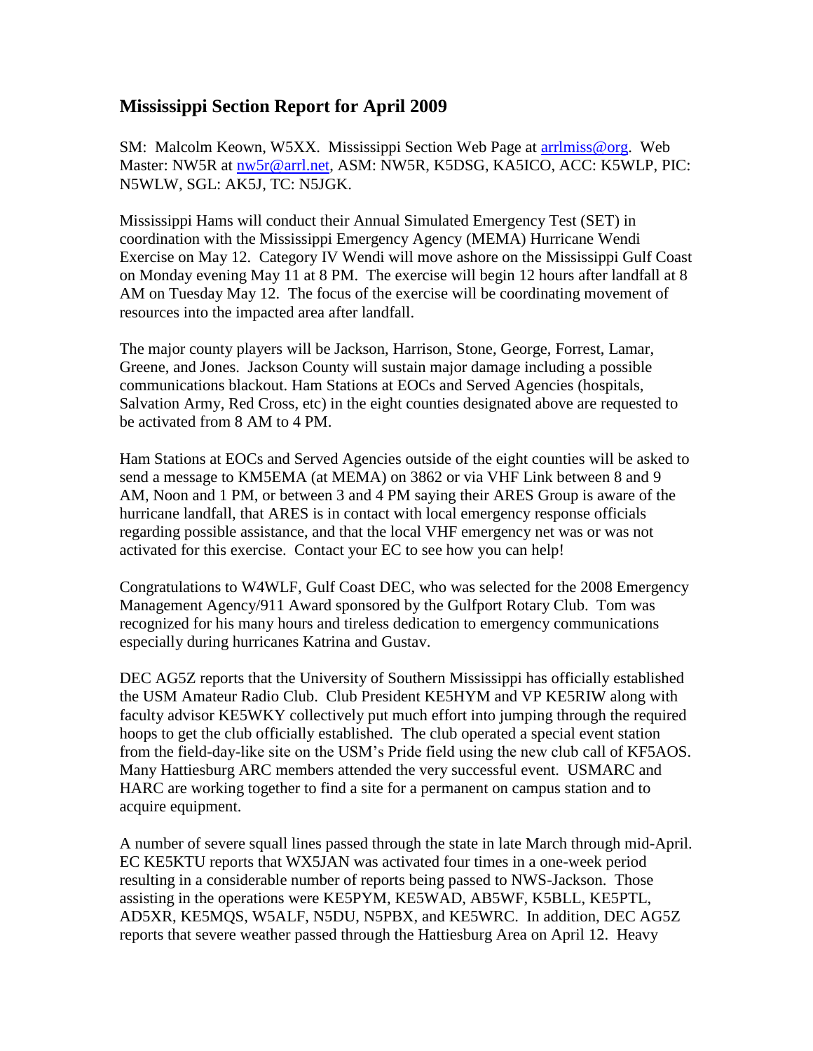## Mississippi Section Report for April 2009

SM: Malcolm Keown, W5XX. Mississippi Section Web Page at arrlmiss@org. Web Master: NW5R at nw5r@arrl.net, ASM: NW5R, K5DSG, KA5ICO, ACC: K5WLP, PIC: N5WLW, SGL: AK5J, TC: N5JGK.

Mississippi Hams will conduct their Annual Simulated Emergency Test (SET) in coordination with the Mississippi Emergency Agency (MEMA) Hurricane Wendi Exercise on May 12. Category IV Wendi will move ashore on the Mississippi Gulf Coast on Monday evening May 11 at 8 PM. The exercise will begin 12 hours after landfall at 8 AM on Tuesday May 12. The focus of the exercise will be coordinating movement of resources into the impacted area after landfall.

The major county players will be Jackson, Harrison, Stone, George, Forrest, Lamar, Greene, and Jones. Jackson County will sustain major damage including a possible communications blackout. Ham Stations at EOCs and Served Agencies (hospitals, Salvation Army, Red Cross, etc) in the eight counties designated above are requested to be activated from 8 AM to 4 PM.

Ham Stations at EOCs and Served Agencies outside of the eight counties will be asked to send a message to KM5EMA (at MEMA) on 3862 or via VHF Link between 8 and 9 AM, Noon and 1 PM, or between 3 and 4 PM saying their ARES Group is aware of the hurricane landfall, that ARES is in contact with local emergency response officials regarding possible assistance, and that the local VHF emergency net was or was not activated for this exercise. Contact your EC to see how you can help!

Congratulations to W4WLF, Gulf Coast DEC, who was selected for the 2008 Emergency Management Agency/911 Award sponsored by the Gulfport Rotary Club. Tom was recognized for his many hours and tireless dedication to emergency communications especially during hurricanes Katrina and Gustav.

DEC AG5Z reports that the University of Southern Mississippi has officially established the USM Amateur Radio Club. Club President KE5HYM and VP KE5RIW along with faculty advisor KE5WKY collectively put much effort into jumping through the required hoops to get the club officially established. The club operated a special event station from the field-day-like site on the USM's Pride field using the new club call of KF5AOS. Many Hattiesburg ARC members attended the very successful event. USMARC and HARC are working together to find a site for a permanent on campus station and to acquire equipment.

A number of severe squall lines passed through the state in late March through mid-April. EC KE5KTU reports that WX5JAN was activated four times in a one-week period resulting in a considerable number of reports being passed to NWS-Jackson. Those assisting in the operations were KE5PYM, KE5WAD, AB5WF, K5BLL, KE5PTL, AD5XR, KE5MQS, W5ALF, N5DU, N5PBX, and KE5WRC. In addition, DEC AG5Z reports that severe weather passed through the Hattiesburg Area on April 12. Heavy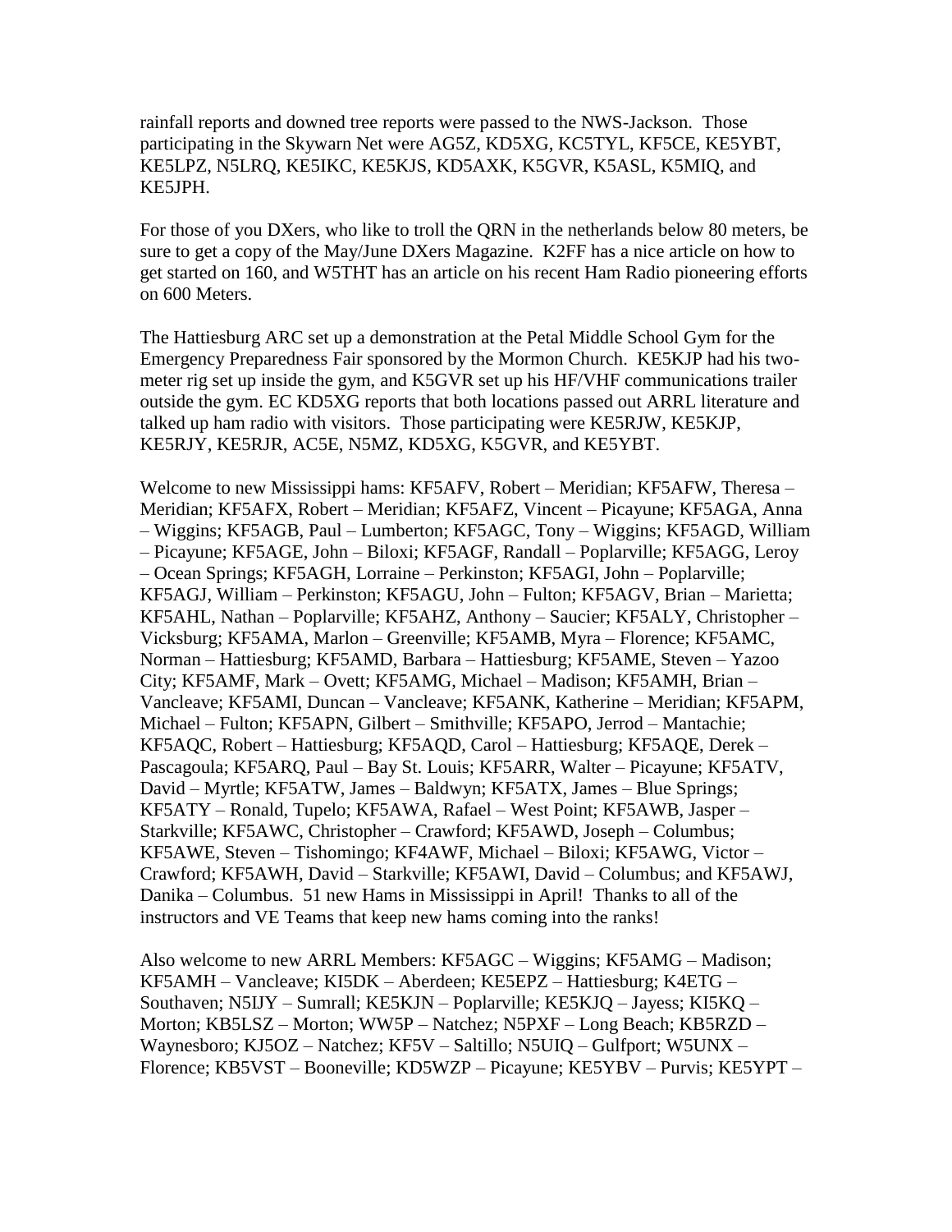rainfall reports and downed tree reports were passed to the NWS-Jackson. Those participating in the Skywarn Net were AG5Z, KD5XG, KC5TYL, KF5CE, KE5YBT, KE5LPZ, N5LRQ, KE5IKC, KE5KJS, KD5AXK, K5GVR, K5ASL, K5MIQ, and KE5JPH.

For those of you DXers, who like to troll the QRN in the netherlands below 80 meters, be sure to get a copy of the May/June DXers Magazine. K2FF has a nice article on how to get started on 160, and W5THT has an article on his recent Ham Radio pioneering efforts on 600 Meters.

The Hattiesburg ARC set up a demonstration at the Petal Middle School Gym for the Emergency Preparedness Fair sponsored by the Mormon Church. KE5KJP had his two-meter rig set up inside the gym, and K5GVR set up his HF/VHF communications trailer outside the gym. EC KD5XG reports that both locations passed out ARRL literature and talked up ham radio with visitors. Those participating were KE5RJW, KE5KJP, KE5RJY, KE5RJR, AC5E, N5MZ, KD5XG, K5GVR, and KE5YBT.

Welcome to new Mississippi hams: KF5AFV, Robert – Meridian; KF5AFW, Theresa – Meridian; KF5AFX, Robert – Meridian; KF5AFZ, Vincent – Picayune; KF5AGA, Anna – Wiggins; KF5AGB, Paul – Lumberton; KF5AGC, Tony – Wiggins; KF5AGD, William – Picayune; KF5AGE, John – Biloxi; KF5AGF, Randall – Poplarville; KF5AGG, Leroy – Ocean Springs; KF5AGH, Lorraine – Perkinston; KF5AGI, John – Poplarville; KF5AGJ, William – Perkinston; KF5AGU, John – Fulton; KF5AGV, Brian – Marietta; KF5AHL, Nathan – Poplarville; KF5AHZ, Anthony – Saucier; KF5ALY, Christopher – Vicksburg; KF5AMA, Marlon – Greenville; KF5AMB, Myra – Florence; KF5AMC, Norman – Hattiesburg; KF5AMD, Barbara – Hattiesburg; KF5AME, Steven – Yazoo City; KF5AMF, Mark – Ovett; KF5AMG, Michael – Madison; KF5AMH, Brian – Vancleave; KF5AMI, Duncan – Vancleave; KF5ANK, Katherine – Meridian; KF5APM, Michael – Fulton; KF5APN, Gilbert – Smithville; KF5APO, Jerrod – Mantachie; KF5AQC, Robert – Hattiesburg; KF5AQD, Carol – Hattiesburg; KF5AQE, Derek – Pascagoula; KF5ARQ, Paul – Bay St. Louis; KF5ARR, Walter – Picayune; KF5ATV, David – Myrtle; KF5ATW, James – Baldwyn; KF5ATX, James – Blue Springs; KF5ATY – Ronald, Tupelo; KF5AWA, Rafael – West Point; KF5AWB, Jasper – Starkville; KF5AWC, Christopher – Crawford; KF5AWD, Joseph – Columbus; KF5AWE, Steven – Tishomingo; KF4AWF, Michael – Biloxi; KF5AWG, Victor – Crawford; KF5AWH, David – Starkville; KF5AWI, David – Columbus; and KF5AWJ, Danika – Columbus. 51 new Hams in Mississippi in April! Thanks to all of the instructors and VE Teams that keep new hams coming into the ranks!

Also welcome to new ARRL Members: KF5AGC – Wiggins; KF5AMG – Madison; KF5AMH – Vancleave; KI5DK – Aberdeen; KE5EPZ – Hattiesburg; K4ETG – Southaven; N5IJY – Sumrall; KE5KJN – Poplarville; KE5KJQ – Jayess; KI5KQ – Morton; KB5LSZ – Morton; WW5P – Natchez; N5PXF – Long Beach; KB5RZD – Waynesboro; KJ5OZ – Natchez; KF5V – Saltillo; N5UIQ – Gulfport; W5UNX – Florence; KB5VST – Booneville; KD5WZP – Picayune; KE5YBV – Purvis; KE5YPT –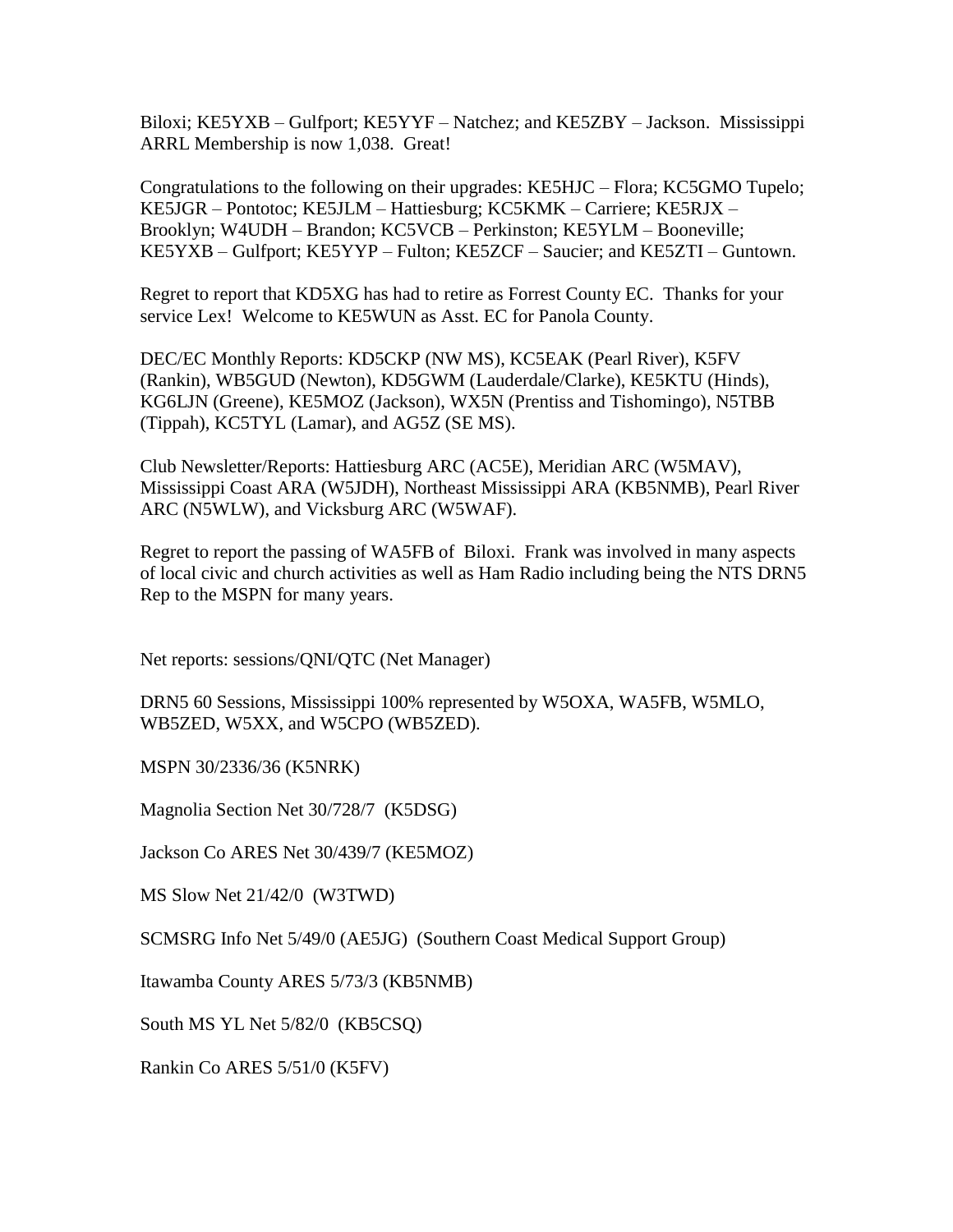Biloxi; KE5YXB – Gulfport; KE5YYF – Natchez; and KE5ZBY – Jackson. Mississippi ARRL Membership is now 1,038. Great!

Congratulations to the following on their upgrades: KE5HJC – Flora; KC5GMO Tupelo; KE5JGR – Pontotoc; KE5JLM – Hattiesburg; KC5KMK – Carriere; KE5RJX – Brooklyn; W4UDH – Brandon; KC5VCB – Perkinston; KE5YLM – Booneville; KE5YXB – Gulfport; KE5YYP – Fulton; KE5ZCF – Saucier; and KE5ZTI – Guntown.

Regret to report that KD5XG has had to retire as Forrest County EC. Thanks for your service Lex! Welcome to KE5WUN as Asst. EC for Panola County.

DEC/EC Monthly Reports: KD5CKP (NW MS), KC5EAK (Pearl River), K5FV (Rankin), WB5GUD (Newton), KD5GWM (Lauderdale/Clarke), KE5KTU (Hinds), KG6LJN (Greene), KE5MOZ (Jackson), WX5N (Prentiss and Tishomingo), N5TBB (Tippah), KC5TYL (Lamar), and AG5Z (SE MS).

Club Newsletter/Reports: Hattiesburg ARC (AC5E), Meridian ARC (W5MAV), Mississippi Coast ARA (W5JDH), Northeast Mississippi ARA (KB5NMB), Pearl River ARC (N5WLW), and Vicksburg ARC (W5WAF).

Regret to report the passing of WA5FB of Biloxi. Frank was involved in many aspects of local civic and church activities as well as Ham Radio including being the NTS DRN5 Rep to the MSPN for many years.

Net reports: sessions/QNI/QTC (Net Manager)

DRN5 60 Sessions, Mississippi 100% represented by W5OXA, WA5FB, W5MLO, WB5ZED, W5XX, and W5CPO (WB5ZED).

MSPN 30/2336/36 (K5NRK)

Magnolia Section Net 30/728/7 (K5DSG)

Jackson Co ARES Net 30/439/7 (KE5MOZ)

MS Slow Net 21/42/0 (W3TWD)

SCMSRG Info Net 5/49/0 (AE5JG) (Southern Coast Medical Support Group)

Itawamba County ARES 5/73/3 (KB5NMB)

South MS YL Net 5/82/0 (KB5CSQ)

Rankin Co ARES 5/51/0 (K5FV)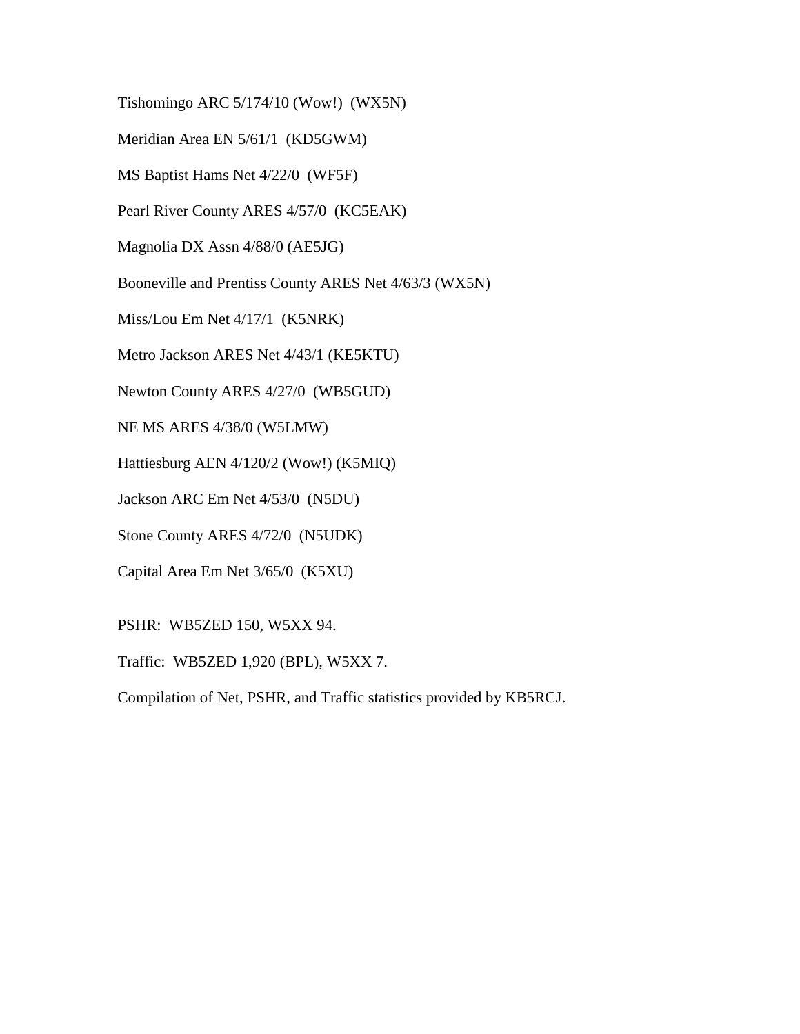Tishomingo ARC 5/174/10 (Wow!)  (WX5N)

Meridian Area EN 5/61/1  (KD5GWM)

MS Baptist Hams Net 4/22/0  (WF5F)

Pearl River County ARES 4/57/0  (KC5EAK)

Magnolia DX Assn 4/88/0 (AE5JG)

Booneville and Prentiss County ARES Net 4/63/3 (WX5N)

Miss/Lou Em Net 4/17/1  (K5NRK)

Metro Jackson ARES Net 4/43/1 (KE5KTU)

Newton County ARES 4/27/0  (WB5GUD)

NE MS ARES 4/38/0 (W5LMW)

Hattiesburg AEN 4/120/2 (Wow!) (K5MIQ)

Jackson ARC Em Net 4/53/0  (N5DU)

Stone County ARES 4/72/0  (N5UDK)

Capital Area Em Net 3/65/0  (K5XU)

PSHR:  WB5ZED 150, W5XX 94.

Traffic:  WB5ZED 1,920 (BPL), W5XX 7.

Compilation of Net, PSHR, and Traffic statistics provided by KB5RCJ.